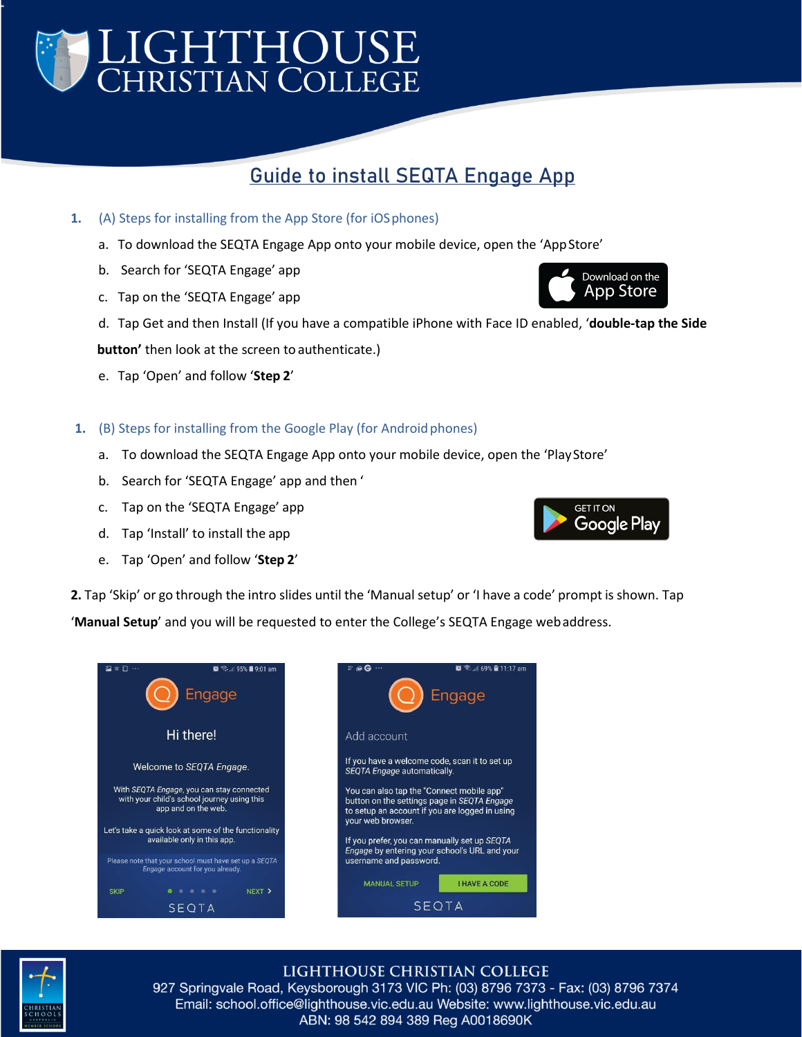# Guide to install SEQTA Engage App

1. (A) Steps for installing from the App Store (for iOS phones)

   a. To download the SEQTA Engage App onto your mobile device, open the 'App Store'

   b. Search for 'SEQTA Engage' app

   c. Tap on the 'SEQTA Engage' app

   d. Tap Get and then Install (If you have a compatible iPhone with Face ID enabled, '**double-tap the Side button'** then look at the screen to authenticate.)

   e. Tap 'Open' and follow '**Step 2**'

1. (B) Steps for installing from the Google Play (for Android phones)

   a. To download the SEQTA Engage App onto your mobile device, open the 'Play Store'

   b. Search for 'SEQTA Engage' app and then '

   c. Tap on the 'SEQTA Engage' app

   d. Tap 'Install' to install the app

   e. Tap 'Open' and follow '**Step 2**'

**2.** Tap 'Skip' or go through the intro slides until the 'Manual setup' or 'I have a code' prompt is shown. Tap '**Manual Setup**' and you will be requested to enter the College's SEQTA Engage web address.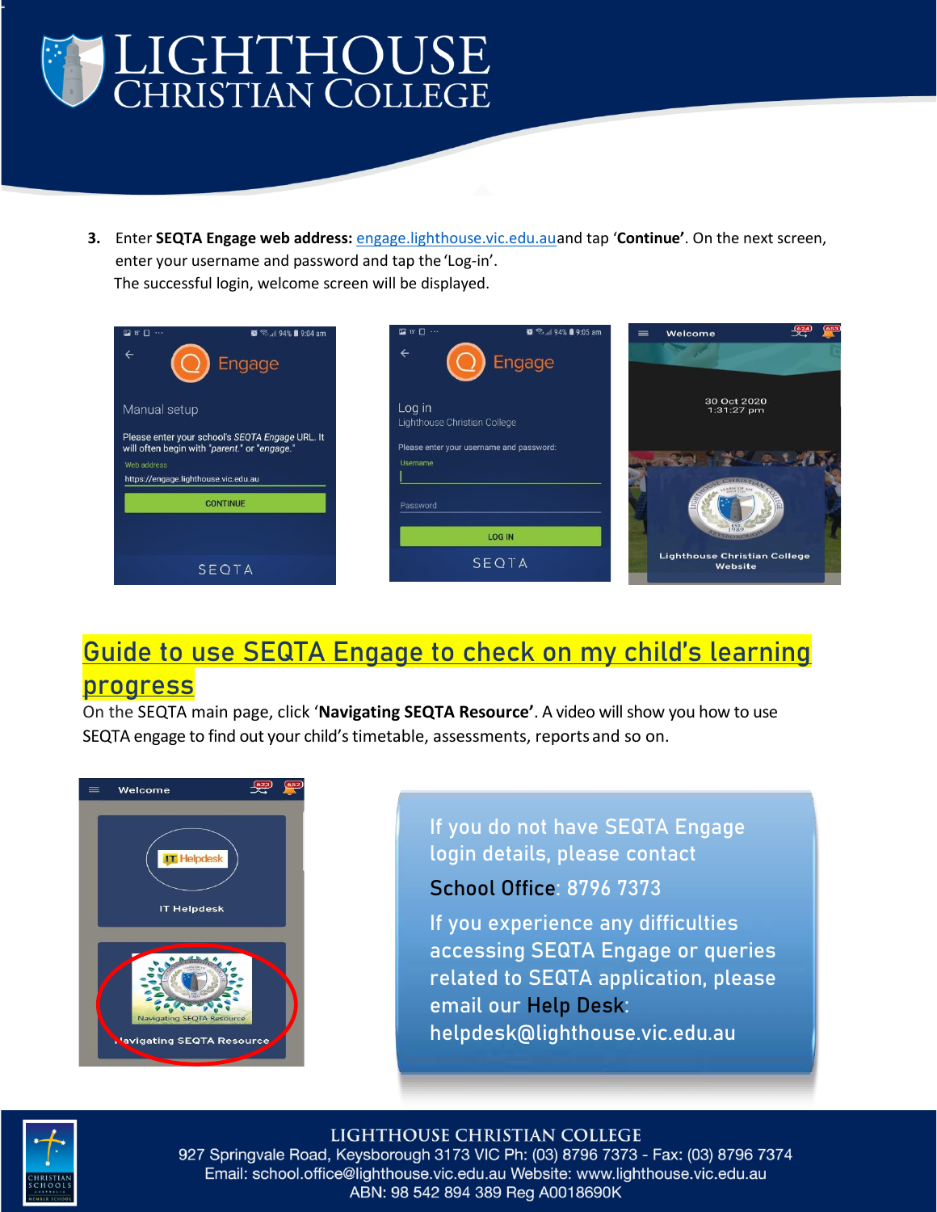3. Enter **SEQTA Engage web address:** engage.lighthouse.vic.edu.auand tap '**Continue'**. On the next screen, enter your username and password and tap the 'Log-in'.
The successful login, welcome screen will be displayed.

## Guide to use SEQTA Engage to check on my child's learning progress

On the SEQTA main page, click '**Navigating SEQTA Resource'**. A video will show you how to use SEQTA engage to find out your child's timetable, assessments, reports and so on.

If you do not have SEQTA Engage login details, please contact

School Office: 8796 7373

If you experience any difficulties accessing SEQTA Engage or queries related to SEQTA application, please email our Help Desk: helpdesk@lighthouse.vic.edu.au